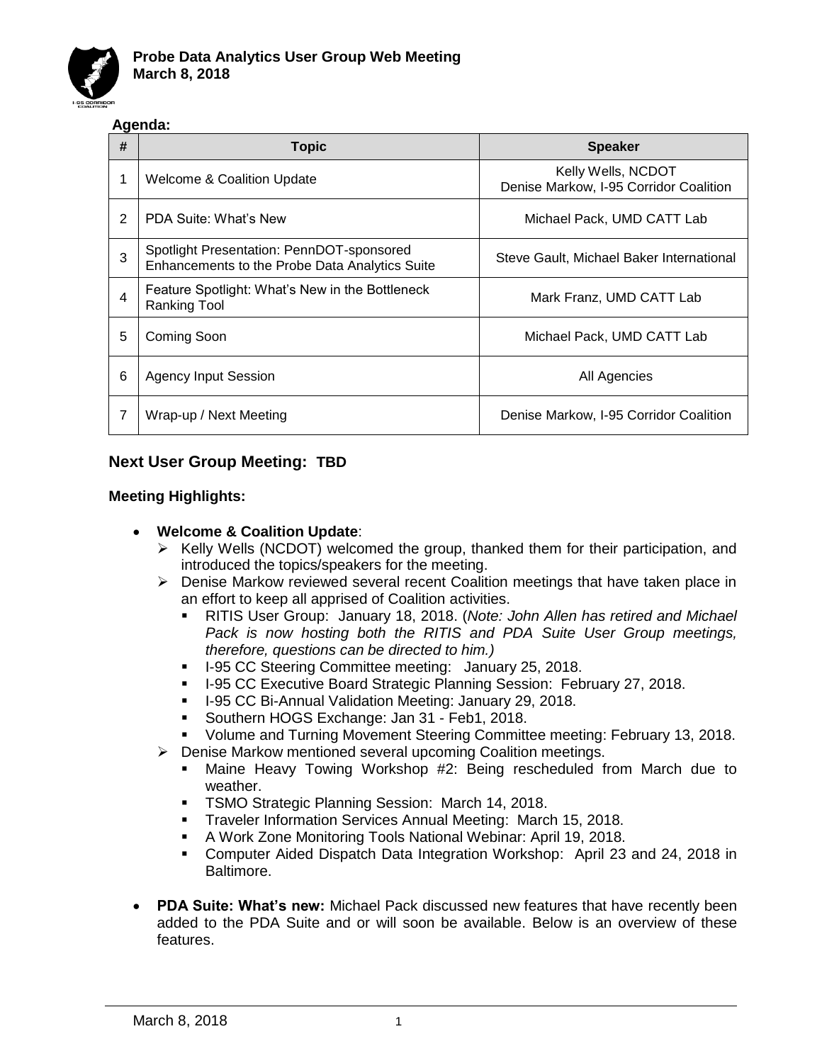**Probe Data Analytics User Group Web Meeting**
**March 8, 2018**

**Agenda:**

| # | Topic | Speaker |
|---|---|---|
| 1 | Welcome & Coalition Update | Kelly Wells, NCDOT<br>Denise Markow, I-95 Corridor Coalition |
| 2 | PDA Suite: What's New | Michael Pack, UMD CATT Lab |
| 3 | Spotlight Presentation: PennDOT-sponsored Enhancements to the Probe Data Analytics Suite | Steve Gault, Michael Baker International |
| 4 | Feature Spotlight: What's New in the Bottleneck Ranking Tool | Mark Franz, UMD CATT Lab |
| 5 | Coming Soon | Michael Pack, UMD CATT Lab |
| 6 | Agency Input Session | All Agencies |
| 7 | Wrap-up / Next Meeting | Denise Markow, I-95 Corridor Coalition |

## Next User Group Meeting: TBD

**Meeting Highlights:**

- **Welcome & Coalition Update**:
  - Kelly Wells (NCDOT) welcomed the group, thanked them for their participation, and introduced the topics/speakers for the meeting.
  - Denise Markow reviewed several recent Coalition meetings that have taken place in an effort to keep all apprised of Coalition activities.
    - RITIS User Group: January 18, 2018. (*Note: John Allen has retired and Michael Pack is now hosting both the RITIS and PDA Suite User Group meetings, therefore, questions can be directed to him.)*
    - I-95 CC Steering Committee meeting: January 25, 2018.
    - I-95 CC Executive Board Strategic Planning Session: February 27, 2018.
    - I-95 CC Bi-Annual Validation Meeting: January 29, 2018.
    - Southern HOGS Exchange: Jan 31 - Feb1, 2018.
    - Volume and Turning Movement Steering Committee meeting: February 13, 2018.
  - Denise Markow mentioned several upcoming Coalition meetings.
    - Maine Heavy Towing Workshop #2: Being rescheduled from March due to weather.
    - TSMO Strategic Planning Session: March 14, 2018.
    - Traveler Information Services Annual Meeting: March 15, 2018.
    - A Work Zone Monitoring Tools National Webinar: April 19, 2018.
    - Computer Aided Dispatch Data Integration Workshop: April 23 and 24, 2018 in Baltimore.

- **PDA Suite: What's new:** Michael Pack discussed new features that have recently been added to the PDA Suite and or will soon be available. Below is an overview of these features.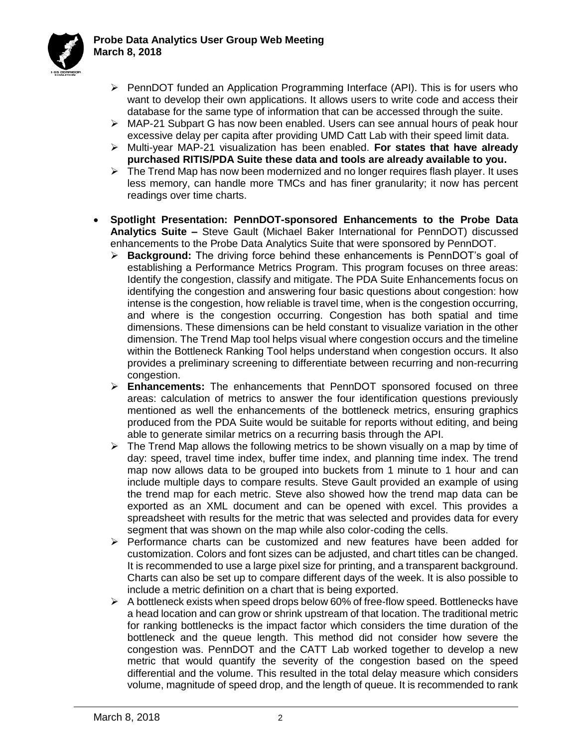- PennDOT funded an Application Programming Interface (API). This is for users who want to develop their own applications. It allows users to write code and access their database for the same type of information that can be accessed through the suite.
- MAP-21 Subpart G has now been enabled. Users can see annual hours of peak hour excessive delay per capita after providing UMD Catt Lab with their speed limit data.
- Multi-year MAP-21 visualization has been enabled. **For states that have already purchased RITIS/PDA Suite these data and tools are already available to you.**
- The Trend Map has now been modernized and no longer requires flash player. It uses less memory, can handle more TMCs and has finer granularity; it now has percent readings over time charts.

- **Spotlight Presentation: PennDOT-sponsored Enhancements to the Probe Data Analytics Suite –** Steve Gault (Michael Baker International for PennDOT) discussed enhancements to the Probe Data Analytics Suite that were sponsored by PennDOT.
  - **Background:** The driving force behind these enhancements is PennDOT's goal of establishing a Performance Metrics Program. This program focuses on three areas: Identify the congestion, classify and mitigate. The PDA Suite Enhancements focus on identifying the congestion and answering four basic questions about congestion: how intense is the congestion, how reliable is travel time, when is the congestion occurring, and where is the congestion occurring. Congestion has both spatial and time dimensions. These dimensions can be held constant to visualize variation in the other dimension. The Trend Map tool helps visual where congestion occurs and the timeline within the Bottleneck Ranking Tool helps understand when congestion occurs. It also provides a preliminary screening to differentiate between recurring and non-recurring congestion.
  - **Enhancements:** The enhancements that PennDOT sponsored focused on three areas: calculation of metrics to answer the four identification questions previously mentioned as well the enhancements of the bottleneck metrics, ensuring graphics produced from the PDA Suite would be suitable for reports without editing, and being able to generate similar metrics on a recurring basis through the API.
  - The Trend Map allows the following metrics to be shown visually on a map by time of day: speed, travel time index, buffer time index, and planning time index. The trend map now allows data to be grouped into buckets from 1 minute to 1 hour and can include multiple days to compare results. Steve Gault provided an example of using the trend map for each metric. Steve also showed how the trend map data can be exported as an XML document and can be opened with excel. This provides a spreadsheet with results for the metric that was selected and provides data for every segment that was shown on the map while also color-coding the cells.
  - Performance charts can be customized and new features have been added for customization. Colors and font sizes can be adjusted, and chart titles can be changed. It is recommended to use a large pixel size for printing, and a transparent background. Charts can also be set up to compare different days of the week. It is also possible to include a metric definition on a chart that is being exported.
  - A bottleneck exists when speed drops below 60% of free-flow speed. Bottlenecks have a head location and can grow or shrink upstream of that location. The traditional metric for ranking bottlenecks is the impact factor which considers the time duration of the bottleneck and the queue length. This method did not consider how severe the congestion was. PennDOT and the CATT Lab worked together to develop a new metric that would quantify the severity of the congestion based on the speed differential and the volume. This resulted in the total delay measure which considers volume, magnitude of speed drop, and the length of queue. It is recommended to rank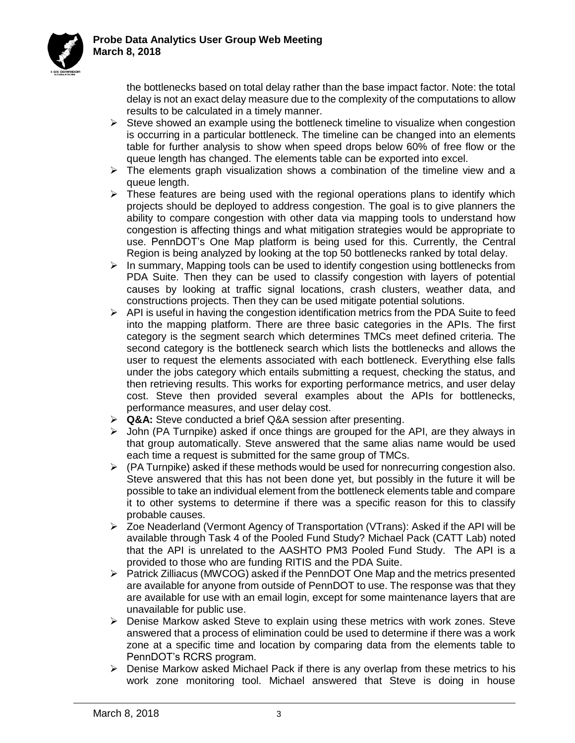the bottlenecks based on total delay rather than the base impact factor. Note: the total delay is not an exact delay measure due to the complexity of the computations to allow results to be calculated in a timely manner.

- Steve showed an example using the bottleneck timeline to visualize when congestion is occurring in a particular bottleneck. The timeline can be changed into an elements table for further analysis to show when speed drops below 60% of free flow or the queue length has changed. The elements table can be exported into excel.
- The elements graph visualization shows a combination of the timeline view and a queue length.
- These features are being used with the regional operations plans to identify which projects should be deployed to address congestion. The goal is to give planners the ability to compare congestion with other data via mapping tools to understand how congestion is affecting things and what mitigation strategies would be appropriate to use. PennDOT's One Map platform is being used for this. Currently, the Central Region is being analyzed by looking at the top 50 bottlenecks ranked by total delay.
- In summary, Mapping tools can be used to identify congestion using bottlenecks from PDA Suite. Then they can be used to classify congestion with layers of potential causes by looking at traffic signal locations, crash clusters, weather data, and constructions projects. Then they can be used mitigate potential solutions.
- API is useful in having the congestion identification metrics from the PDA Suite to feed into the mapping platform. There are three basic categories in the APIs. The first category is the segment search which determines TMCs meet defined criteria. The second category is the bottleneck search which lists the bottlenecks and allows the user to request the elements associated with each bottleneck. Everything else falls under the jobs category which entails submitting a request, checking the status, and then retrieving results. This works for exporting performance metrics, and user delay cost. Steve then provided several examples about the APIs for bottlenecks, performance measures, and user delay cost.
- **Q&A:** Steve conducted a brief Q&A session after presenting.
- John (PA Turnpike) asked if once things are grouped for the API, are they always in that group automatically. Steve answered that the same alias name would be used each time a request is submitted for the same group of TMCs.
- (PA Turnpike) asked if these methods would be used for nonrecurring congestion also. Steve answered that this has not been done yet, but possibly in the future it will be possible to take an individual element from the bottleneck elements table and compare it to other systems to determine if there was a specific reason for this to classify probable causes.
- Zoe Neaderland (Vermont Agency of Transportation (VTrans): Asked if the API will be available through Task 4 of the Pooled Fund Study? Michael Pack (CATT Lab) noted that the API is unrelated to the AASHTO PM3 Pooled Fund Study. The API is a provided to those who are funding RITIS and the PDA Suite.
- Patrick Zilliacus (MWCOG) asked if the PennDOT One Map and the metrics presented are available for anyone from outside of PennDOT to use. The response was that they are available for use with an email login, except for some maintenance layers that are unavailable for public use.
- Denise Markow asked Steve to explain using these metrics with work zones. Steve answered that a process of elimination could be used to determine if there was a work zone at a specific time and location by comparing data from the elements table to PennDOT's RCRS program.
- Denise Markow asked Michael Pack if there is any overlap from these metrics to his work zone monitoring tool. Michael answered that Steve is doing in house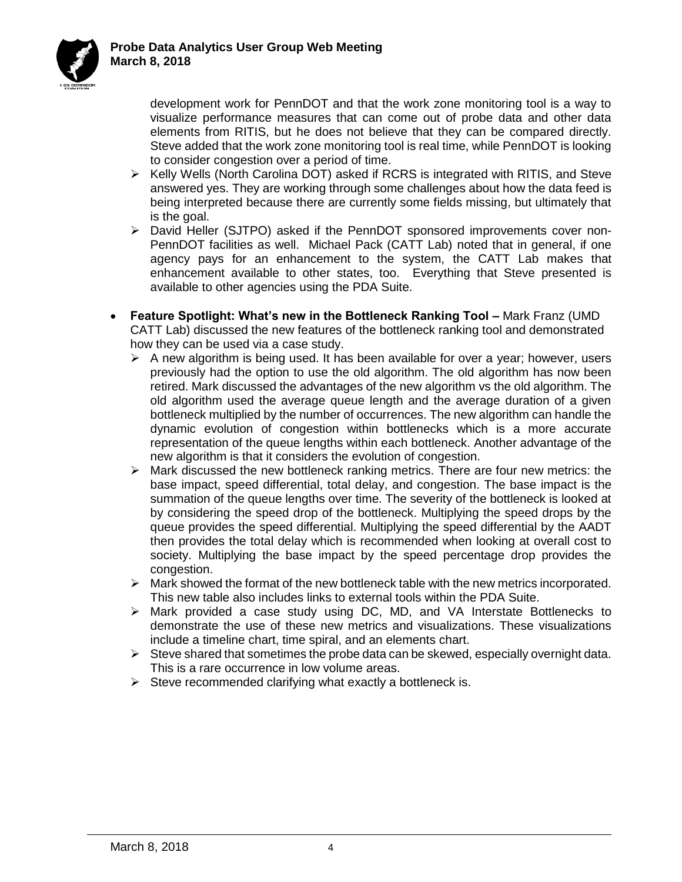development work for PennDOT and that the work zone monitoring tool is a way to visualize performance measures that can come out of probe data and other data elements from RITIS, but he does not believe that they can be compared directly. Steve added that the work zone monitoring tool is real time, while PennDOT is looking to consider congestion over a period of time.

- Kelly Wells (North Carolina DOT) asked if RCRS is integrated with RITIS, and Steve answered yes. They are working through some challenges about how the data feed is being interpreted because there are currently some fields missing, but ultimately that is the goal.
- David Heller (SJTPO) asked if the PennDOT sponsored improvements cover non-PennDOT facilities as well. Michael Pack (CATT Lab) noted that in general, if one agency pays for an enhancement to the system, the CATT Lab makes that enhancement available to other states, too. Everything that Steve presented is available to other agencies using the PDA Suite.

- **Feature Spotlight: What's new in the Bottleneck Ranking Tool –** Mark Franz (UMD CATT Lab) discussed the new features of the bottleneck ranking tool and demonstrated how they can be used via a case study.
  - A new algorithm is being used. It has been available for over a year; however, users previously had the option to use the old algorithm. The old algorithm has now been retired. Mark discussed the advantages of the new algorithm vs the old algorithm. The old algorithm used the average queue length and the average duration of a given bottleneck multiplied by the number of occurrences. The new algorithm can handle the dynamic evolution of congestion within bottlenecks which is a more accurate representation of the queue lengths within each bottleneck. Another advantage of the new algorithm is that it considers the evolution of congestion.
  - Mark discussed the new bottleneck ranking metrics. There are four new metrics: the base impact, speed differential, total delay, and congestion. The base impact is the summation of the queue lengths over time. The severity of the bottleneck is looked at by considering the speed drop of the bottleneck. Multiplying the speed drops by the queue provides the speed differential. Multiplying the speed differential by the AADT then provides the total delay which is recommended when looking at overall cost to society. Multiplying the base impact by the speed percentage drop provides the congestion.
  - Mark showed the format of the new bottleneck table with the new metrics incorporated. This new table also includes links to external tools within the PDA Suite.
  - Mark provided a case study using DC, MD, and VA Interstate Bottlenecks to demonstrate the use of these new metrics and visualizations. These visualizations include a timeline chart, time spiral, and an elements chart.
  - Steve shared that sometimes the probe data can be skewed, especially overnight data. This is a rare occurrence in low volume areas.
  - Steve recommended clarifying what exactly a bottleneck is.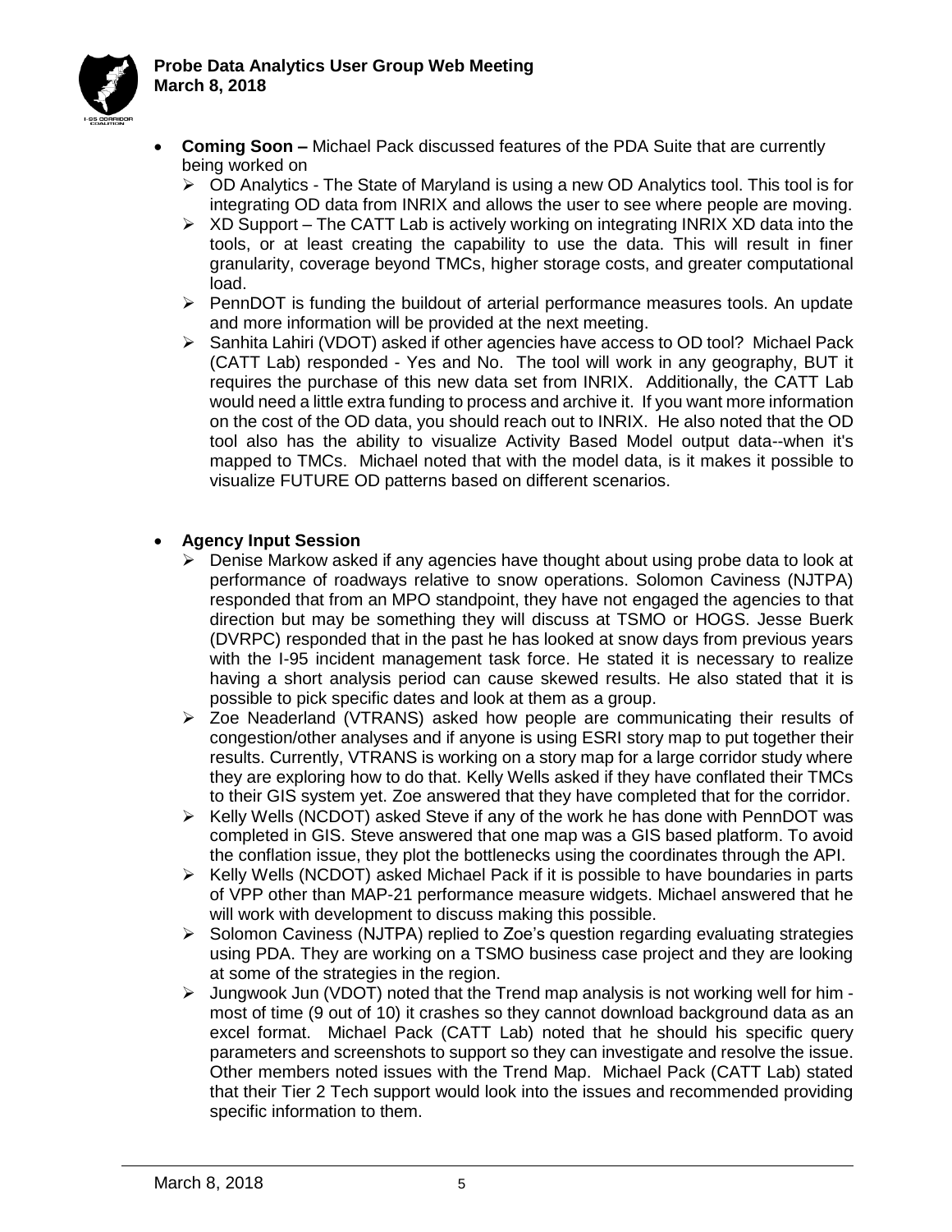- **Coming Soon –** Michael Pack discussed features of the PDA Suite that are currently being worked on
  - OD Analytics - The State of Maryland is using a new OD Analytics tool. This tool is for integrating OD data from INRIX and allows the user to see where people are moving.
  - XD Support – The CATT Lab is actively working on integrating INRIX XD data into the tools, or at least creating the capability to use the data. This will result in finer granularity, coverage beyond TMCs, higher storage costs, and greater computational load.
  - PennDOT is funding the buildout of arterial performance measures tools. An update and more information will be provided at the next meeting.
  - Sanhita Lahiri (VDOT) asked if other agencies have access to OD tool? Michael Pack (CATT Lab) responded - Yes and No. The tool will work in any geography, BUT it requires the purchase of this new data set from INRIX. Additionally, the CATT Lab would need a little extra funding to process and archive it. If you want more information on the cost of the OD data, you should reach out to INRIX. He also noted that the OD tool also has the ability to visualize Activity Based Model output data--when it's mapped to TMCs. Michael noted that with the model data, is it makes it possible to visualize FUTURE OD patterns based on different scenarios.

- **Agency Input Session**
  - Denise Markow asked if any agencies have thought about using probe data to look at performance of roadways relative to snow operations. Solomon Caviness (NJTPA) responded that from an MPO standpoint, they have not engaged the agencies to that direction but may be something they will discuss at TSMO or HOGS. Jesse Buerk (DVRPC) responded that in the past he has looked at snow days from previous years with the I-95 incident management task force. He stated it is necessary to realize having a short analysis period can cause skewed results. He also stated that it is possible to pick specific dates and look at them as a group.
  - Zoe Neaderland (VTRANS) asked how people are communicating their results of congestion/other analyses and if anyone is using ESRI story map to put together their results. Currently, VTRANS is working on a story map for a large corridor study where they are exploring how to do that. Kelly Wells asked if they have conflated their TMCs to their GIS system yet. Zoe answered that they have completed that for the corridor.
  - Kelly Wells (NCDOT) asked Steve if any of the work he has done with PennDOT was completed in GIS. Steve answered that one map was a GIS based platform. To avoid the conflation issue, they plot the bottlenecks using the coordinates through the API.
  - Kelly Wells (NCDOT) asked Michael Pack if it is possible to have boundaries in parts of VPP other than MAP-21 performance measure widgets. Michael answered that he will work with development to discuss making this possible.
  - Solomon Caviness (NJTPA) replied to Zoe's question regarding evaluating strategies using PDA. They are working on a TSMO business case project and they are looking at some of the strategies in the region.
  - Jungwook Jun (VDOT) noted that the Trend map analysis is not working well for him - most of time (9 out of 10) it crashes so they cannot download background data as an excel format. Michael Pack (CATT Lab) noted that he should his specific query parameters and screenshots to support so they can investigate and resolve the issue. Other members noted issues with the Trend Map. Michael Pack (CATT Lab) stated that their Tier 2 Tech support would look into the issues and recommended providing specific information to them.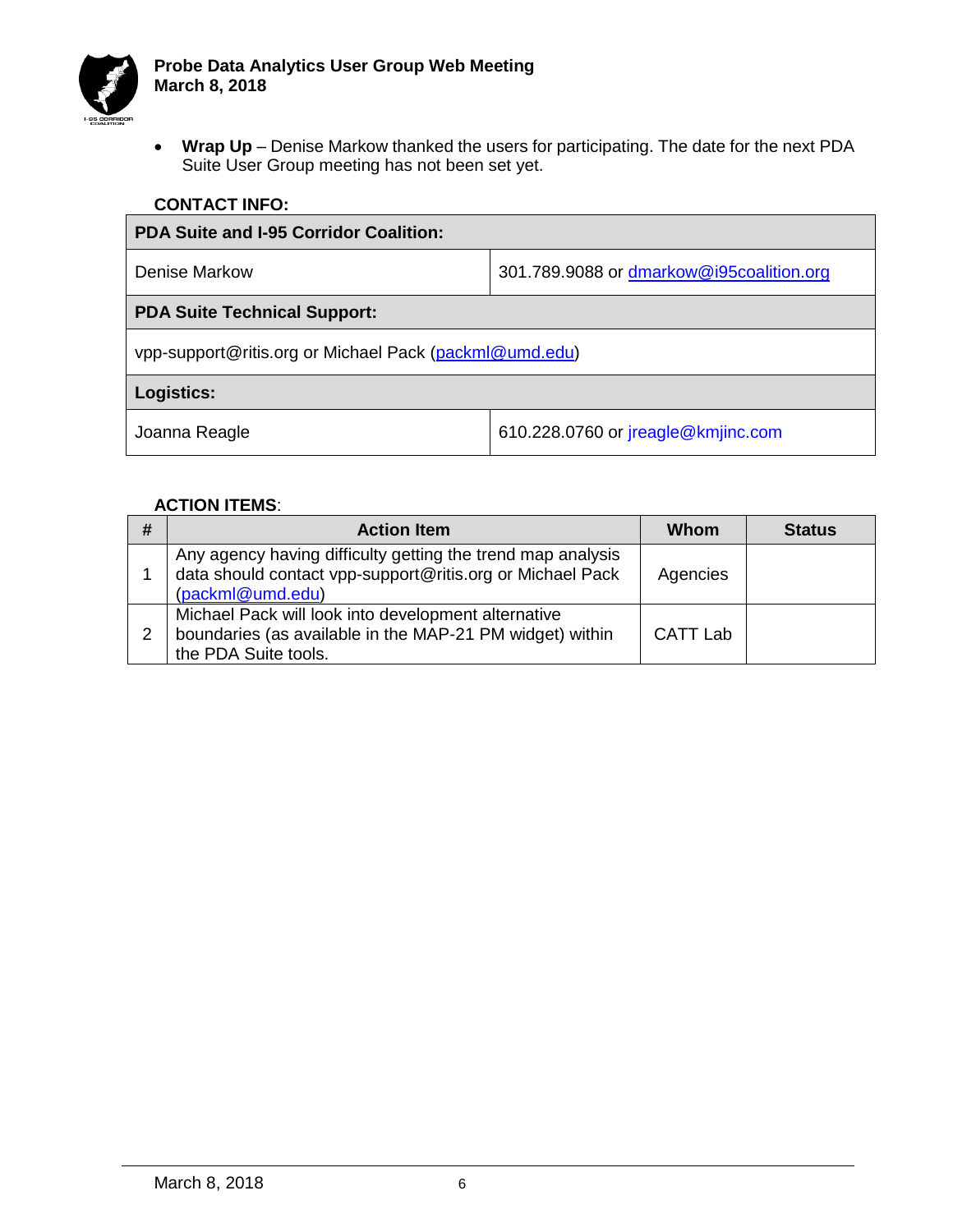- **Wrap Up** – Denise Markow thanked the users for participating. The date for the next PDA Suite User Group meeting has not been set yet.

**CONTACT INFO:**

| **PDA Suite and I-95 Corridor Coalition:** | |
|---|---|
| Denise Markow | 301.789.9088 or dmarkow@i95coalition.org |
| **PDA Suite Technical Support:** | |
| vpp-support@ritis.org or Michael Pack (packml@umd.edu) | |
| **Logistics:** | |
| Joanna Reagle | 610.228.0760 or jreagle@kmjinc.com |

**ACTION ITEMS**:

| # | Action Item | Whom | Status |
|---|---|---|---|
| 1 | Any agency having difficulty getting the trend map analysis data should contact vpp-support@ritis.org or Michael Pack (packml@umd.edu) | Agencies | |
| 2 | Michael Pack will look into development alternative boundaries (as available in the MAP-21 PM widget) within the PDA Suite tools. | CATT Lab | |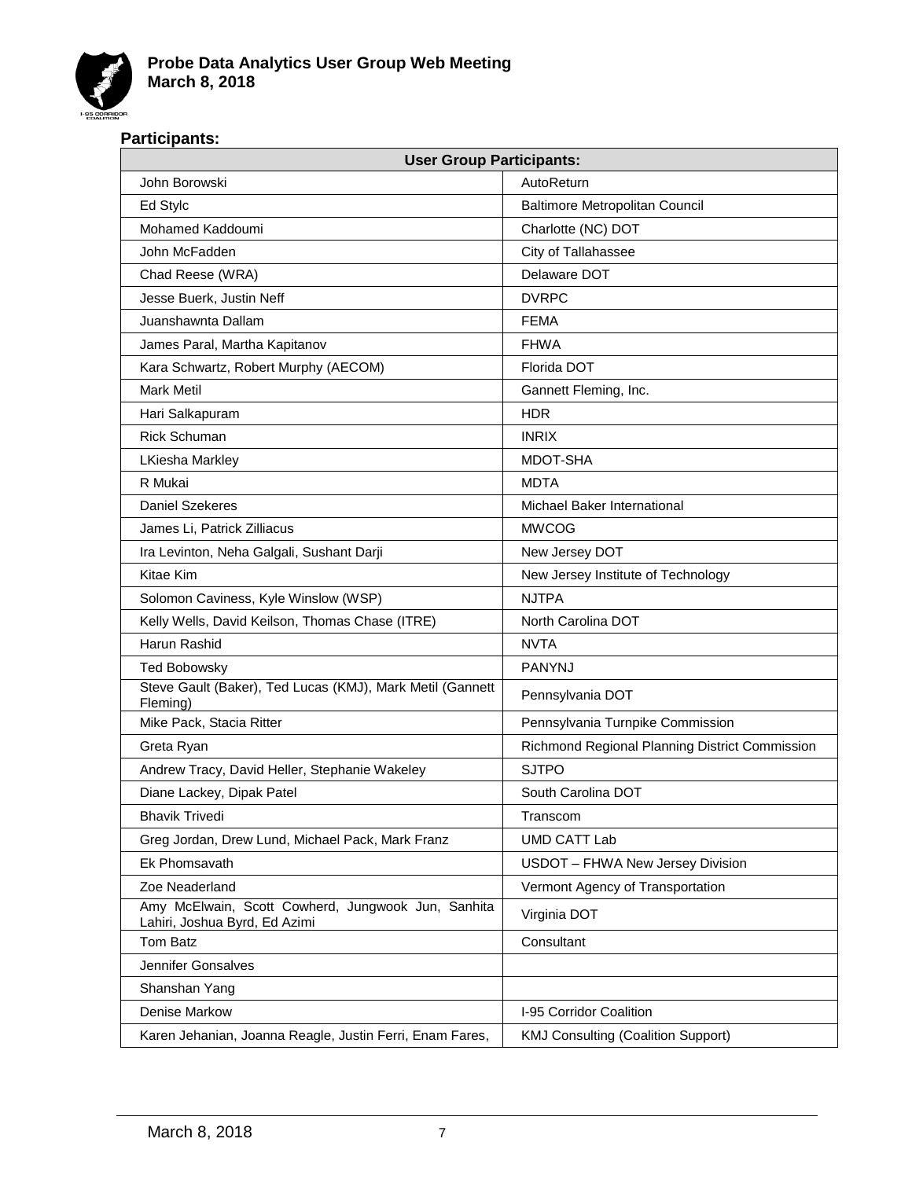**Participants:**

| User Group Participants: | |
|---|---|
| John Borowski | AutoReturn |
| Ed Stylc | Baltimore Metropolitan Council |
| Mohamed Kaddoumi | Charlotte (NC) DOT |
| John McFadden | City of Tallahassee |
| Chad Reese (WRA) | Delaware DOT |
| Jesse Buerk, Justin Neff | DVRPC |
| Juanshawnta Dallam | FEMA |
| James Paral, Martha Kapitanov | FHWA |
| Kara Schwartz, Robert Murphy (AECOM) | Florida DOT |
| Mark Metil | Gannett Fleming, Inc. |
| Hari Salkapuram | HDR |
| Rick Schuman | INRIX |
| LKiesha Markley | MDOT-SHA |
| R Mukai | MDTA |
| Daniel Szekeres | Michael Baker International |
| James Li, Patrick Zilliacus | MWCOG |
| Ira Levinton, Neha Galgali, Sushant Darji | New Jersey DOT |
| Kitae Kim | New Jersey Institute of Technology |
| Solomon Caviness, Kyle Winslow (WSP) | NJTPA |
| Kelly Wells, David Keilson, Thomas Chase (ITRE) | North Carolina DOT |
| Harun Rashid | NVTA |
| Ted Bobowsky | PANYNJ |
| Steve Gault (Baker), Ted Lucas (KMJ), Mark Metil (Gannett Fleming) | Pennsylvania DOT |
| Mike Pack, Stacia Ritter | Pennsylvania Turnpike Commission |
| Greta Ryan | Richmond Regional Planning District Commission |
| Andrew Tracy, David Heller, Stephanie Wakeley | SJTPO |
| Diane Lackey, Dipak Patel | South Carolina DOT |
| Bhavik Trivedi | Transcom |
| Greg Jordan, Drew Lund, Michael Pack, Mark Franz | UMD CATT Lab |
| Ek Phomsavath | USDOT – FHWA New Jersey Division |
| Zoe Neaderland | Vermont Agency of Transportation |
| Amy McElwain, Scott Cowherd, Jungwook Jun, Sanhita Lahiri, Joshua Byrd, Ed Azimi | Virginia DOT |
| Tom Batz | Consultant |
| Jennifer Gonsalves | |
| Shanshan Yang | |
| Denise Markow | I-95 Corridor Coalition |
| Karen Jehanian, Joanna Reagle, Justin Ferri, Enam Fares, | KMJ Consulting (Coalition Support) |